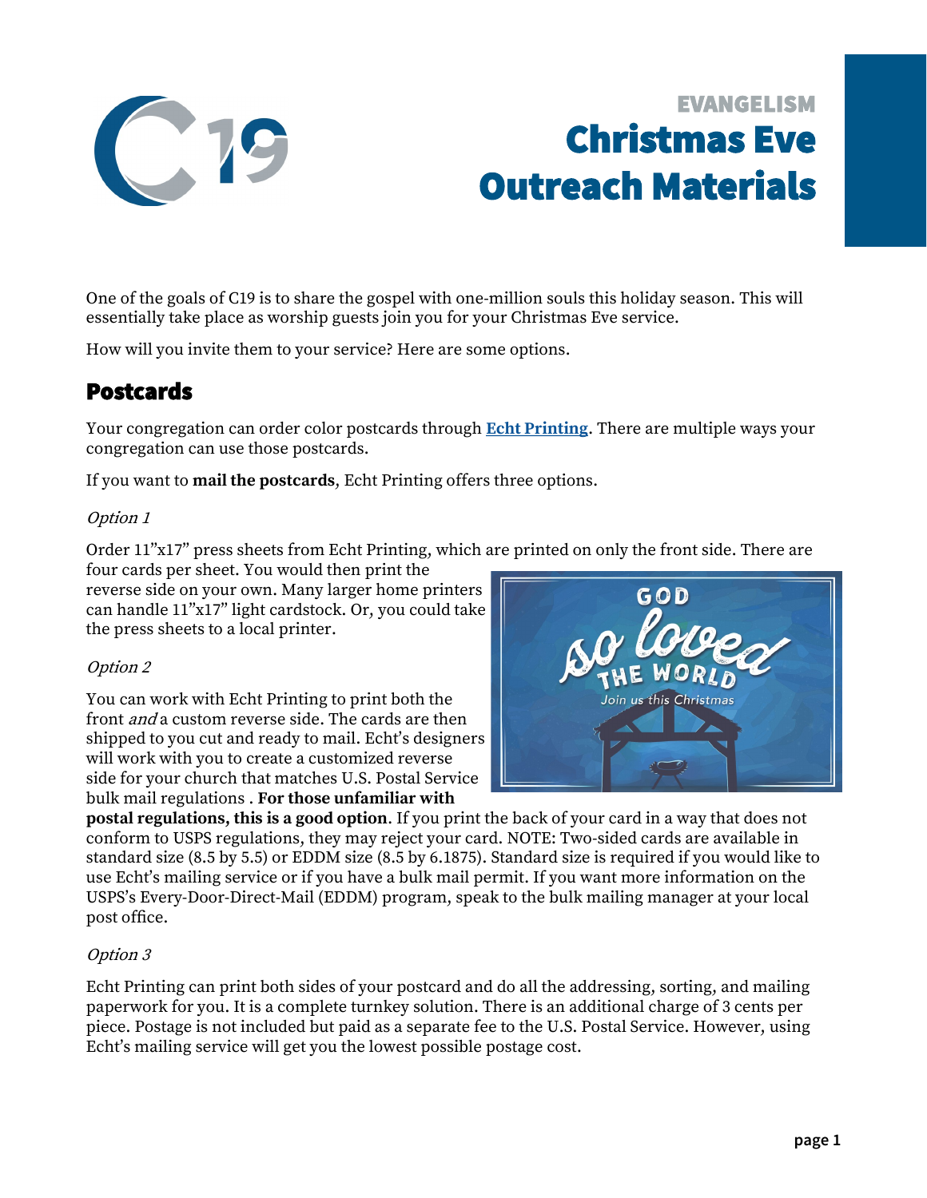EVANGELISM

# Christmas Eve Outreach Materials

One of the goals of C19 is to share the gospel with one-million souls this holiday season. This will essentially take place as worship guests join you for your Christmas Eve service.

How will you invite them to your service? Here are some options.

## Postcards

Your congregation can order color postcards through **Echt Printing**. There are multiple ways your congregation can use those postcards.

If you want to **mail the postcards**, Echt Printing offers three options.

*Option 1*

Order 11"x17" press sheets from Echt Printing, which are printed on only the front side. There are four cards per sheet. You would then print the reverse side on your own. Many larger home printers can handle 11"x17" light cardstock. Or, you could take the press sheets to a local printer.

*Option 2*

You can work with Echt Printing to print both the front *and* a custom reverse side. The cards are then shipped to you cut and ready to mail. Echt's designers will work with you to create a customized reverse side for your church that matches U.S. Postal Service bulk mail regulations . **For those unfamiliar with postal regulations, this is a good option**. If you print the back of your card in a way that does not conform to USPS regulations, they may reject your card. NOTE: Two-sided cards are available in standard size (8.5 by 5.5) or EDDM size (8.5 by 6.1875). Standard size is required if you would like to use Echt's mailing service or if you have a bulk mail permit. If you want more information on the USPS's Every-Door-Direct-Mail (EDDM) program, speak to the bulk mailing manager at your local post office.

*Option 3*

Echt Printing can print both sides of your postcard and do all the addressing, sorting, and mailing paperwork for you. It is a complete turnkey solution. There is an additional charge of 3 cents per piece. Postage is not included but paid as a separate fee to the U.S. Postal Service. However, using Echt's mailing service will get you the lowest possible postage cost.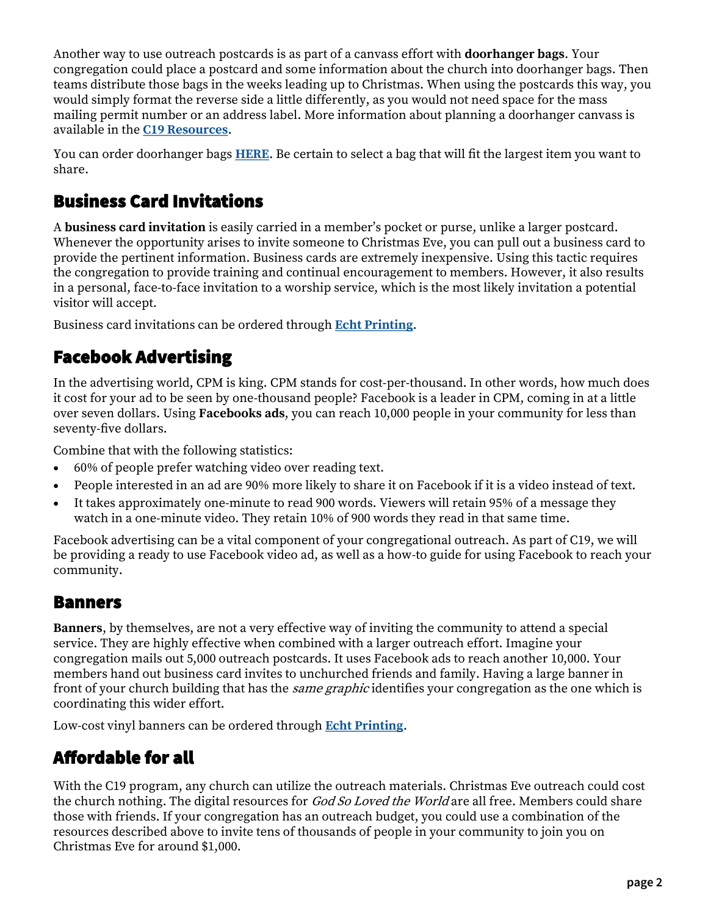Another way to use outreach postcards is as part of a canvass effort with **doorhanger bags**. Your congregation could place a postcard and some information about the church into doorhanger bags. Then teams distribute those bags in the weeks leading up to Christmas. When using the postcards this way, you would simply format the reverse side a little differently, as you would not need space for the mass mailing permit number or an address label. More information about planning a doorhanger canvass is available in the **C19 Resources**.

You can order doorhanger bags **HERE**. Be certain to select a bag that will fit the largest item you want to share.

## Business Card Invitations

A **business card invitation** is easily carried in a member's pocket or purse, unlike a larger postcard. Whenever the opportunity arises to invite someone to Christmas Eve, you can pull out a business card to provide the pertinent information. Business cards are extremely inexpensive. Using this tactic requires the congregation to provide training and continual encouragement to members. However, it also results in a personal, face-to-face invitation to a worship service, which is the most likely invitation a potential visitor will accept.

Business card invitations can be ordered through **Echt Printing**.

## Facebook Advertising

In the advertising world, CPM is king. CPM stands for cost-per-thousand. In other words, how much does it cost for your ad to be seen by one-thousand people? Facebook is a leader in CPM, coming in at a little over seven dollars. Using **Facebooks ads**, you can reach 10,000 people in your community for less than seventy-five dollars.

Combine that with the following statistics:

- 60% of people prefer watching video over reading text.
- People interested in an ad are 90% more likely to share it on Facebook if it is a video instead of text.
- It takes approximately one-minute to read 900 words. Viewers will retain 95% of a message they watch in a one-minute video. They retain 10% of 900 words they read in that same time.

Facebook advertising can be a vital component of your congregational outreach. As part of C19, we will be providing a ready to use Facebook video ad, as well as a how-to guide for using Facebook to reach your community.

## Banners

**Banners**, by themselves, are not a very effective way of inviting the community to attend a special service. They are highly effective when combined with a larger outreach effort. Imagine your congregation mails out 5,000 outreach postcards. It uses Facebook ads to reach another 10,000. Your members hand out business card invites to unchurched friends and family. Having a large banner in front of your church building that has the *same graphic* identifies your congregation as the one which is coordinating this wider effort.

Low-cost vinyl banners can be ordered through **Echt Printing**.

## Affordable for all

With the C19 program, any church can utilize the outreach materials. Christmas Eve outreach could cost the church nothing. The digital resources for *God So Loved the World* are all free. Members could share those with friends. If your congregation has an outreach budget, you could use a combination of the resources described above to invite tens of thousands of people in your community to join you on Christmas Eve for around $1,000.